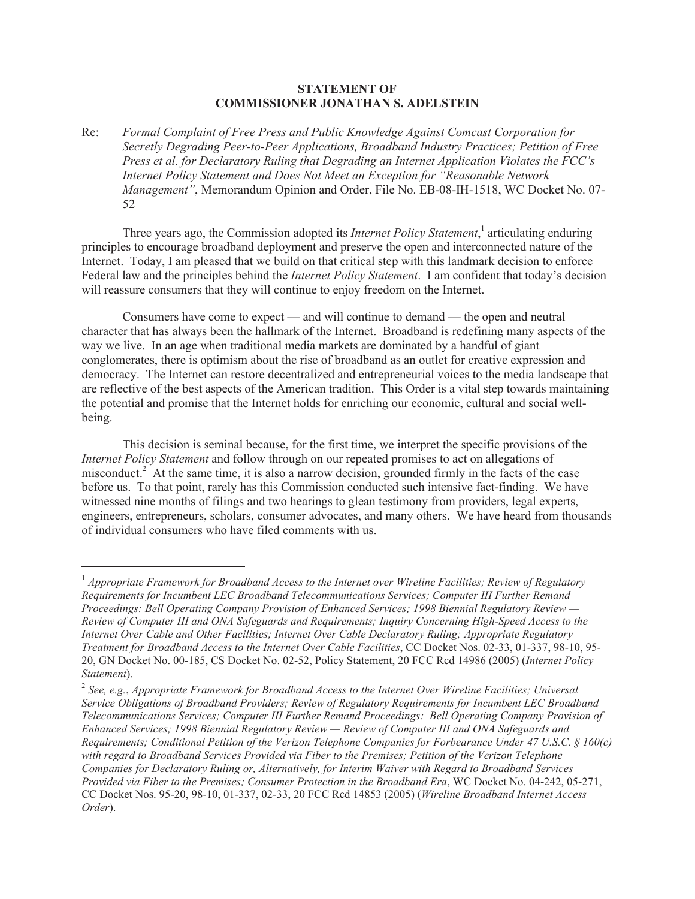**STATEMENT OF**
**COMMISSIONER JONATHAN S. ADELSTEIN**

Re: *Formal Complaint of Free Press and Public Knowledge Against Comcast Corporation for Secretly Degrading Peer-to-Peer Applications, Broadband Industry Practices; Petition of Free Press et al. for Declaratory Ruling that Degrading an Internet Application Violates the FCC's Internet Policy Statement and Does Not Meet an Exception for "Reasonable Network Management"*, Memorandum Opinion and Order, File No. EB-08-IH-1518, WC Docket No. 07-52

Three years ago, the Commission adopted its *Internet Policy Statement*,[1] articulating enduring principles to encourage broadband deployment and preserve the open and interconnected nature of the Internet. Today, I am pleased that we build on that critical step with this landmark decision to enforce Federal law and the principles behind the *Internet Policy Statement*. I am confident that today's decision will reassure consumers that they will continue to enjoy freedom on the Internet.

Consumers have come to expect — and will continue to demand — the open and neutral character that has always been the hallmark of the Internet. Broadband is redefining many aspects of the way we live. In an age when traditional media markets are dominated by a handful of giant conglomerates, there is optimism about the rise of broadband as an outlet for creative expression and democracy. The Internet can restore decentralized and entrepreneurial voices to the media landscape that are reflective of the best aspects of the American tradition. This Order is a vital step towards maintaining the potential and promise that the Internet holds for enriching our economic, cultural and social well-being.

This decision is seminal because, for the first time, we interpret the specific provisions of the *Internet Policy Statement* and follow through on our repeated promises to act on allegations of misconduct.[2] At the same time, it is also a narrow decision, grounded firmly in the facts of the case before us. To that point, rarely has this Commission conducted such intensive fact-finding. We have witnessed nine months of filings and two hearings to glean testimony from providers, legal experts, engineers, entrepreneurs, scholars, consumer advocates, and many others. We have heard from thousands of individual consumers who have filed comments with us.

---

[1] *Appropriate Framework for Broadband Access to the Internet over Wireline Facilities; Review of Regulatory Requirements for Incumbent LEC Broadband Telecommunications Services; Computer III Further Remand Proceedings: Bell Operating Company Provision of Enhanced Services; 1998 Biennial Regulatory Review — Review of Computer III and ONA Safeguards and Requirements; Inquiry Concerning High-Speed Access to the Internet Over Cable and Other Facilities; Internet Over Cable Declaratory Ruling; Appropriate Regulatory Treatment for Broadband Access to the Internet Over Cable Facilities*, CC Docket Nos. 02-33, 01-337, 98-10, 95-20, GN Docket No. 00-185, CS Docket No. 02-52, Policy Statement, 20 FCC Rcd 14986 (2005) (*Internet Policy Statement*).

[2] *See, e.g.*, *Appropriate Framework for Broadband Access to the Internet Over Wireline Facilities; Universal Service Obligations of Broadband Providers; Review of Regulatory Requirements for Incumbent LEC Broadband Telecommunications Services; Computer III Further Remand Proceedings: Bell Operating Company Provision of Enhanced Services; 1998 Biennial Regulatory Review — Review of Computer III and ONA Safeguards and Requirements; Conditional Petition of the Verizon Telephone Companies for Forbearance Under 47 U.S.C. § 160(c) with regard to Broadband Services Provided via Fiber to the Premises; Petition of the Verizon Telephone Companies for Declaratory Ruling or, Alternatively, for Interim Waiver with Regard to Broadband Services Provided via Fiber to the Premises; Consumer Protection in the Broadband Era*, WC Docket No. 04-242, 05-271, CC Docket Nos. 95-20, 98-10, 01-337, 02-33, 20 FCC Rcd 14853 (2005) (*Wireline Broadband Internet Access Order*).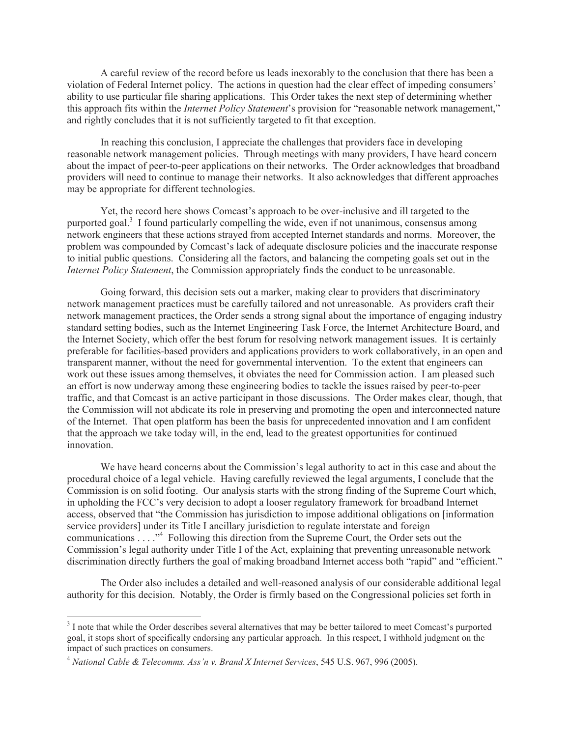A careful review of the record before us leads inexorably to the conclusion that there has been a violation of Federal Internet policy. The actions in question had the clear effect of impeding consumers' ability to use particular file sharing applications. This Order takes the next step of determining whether this approach fits within the *Internet Policy Statement*'s provision for "reasonable network management," and rightly concludes that it is not sufficiently targeted to fit that exception.

In reaching this conclusion, I appreciate the challenges that providers face in developing reasonable network management policies. Through meetings with many providers, I have heard concern about the impact of peer-to-peer applications on their networks. The Order acknowledges that broadband providers will need to continue to manage their networks. It also acknowledges that different approaches may be appropriate for different technologies.

Yet, the record here shows Comcast's approach to be over-inclusive and ill targeted to the purported goal.[3] I found particularly compelling the wide, even if not unanimous, consensus among network engineers that these actions strayed from accepted Internet standards and norms. Moreover, the problem was compounded by Comcast's lack of adequate disclosure policies and the inaccurate response to initial public questions. Considering all the factors, and balancing the competing goals set out in the *Internet Policy Statement*, the Commission appropriately finds the conduct to be unreasonable.

Going forward, this decision sets out a marker, making clear to providers that discriminatory network management practices must be carefully tailored and not unreasonable. As providers craft their network management practices, the Order sends a strong signal about the importance of engaging industry standard setting bodies, such as the Internet Engineering Task Force, the Internet Architecture Board, and the Internet Society, which offer the best forum for resolving network management issues. It is certainly preferable for facilities-based providers and applications providers to work collaboratively, in an open and transparent manner, without the need for governmental intervention. To the extent that engineers can work out these issues among themselves, it obviates the need for Commission action. I am pleased such an effort is now underway among these engineering bodies to tackle the issues raised by peer-to-peer traffic, and that Comcast is an active participant in those discussions. The Order makes clear, though, that the Commission will not abdicate its role in preserving and promoting the open and interconnected nature of the Internet. That open platform has been the basis for unprecedented innovation and I am confident that the approach we take today will, in the end, lead to the greatest opportunities for continued innovation.

We have heard concerns about the Commission's legal authority to act in this case and about the procedural choice of a legal vehicle. Having carefully reviewed the legal arguments, I conclude that the Commission is on solid footing. Our analysis starts with the strong finding of the Supreme Court which, in upholding the FCC's very decision to adopt a looser regulatory framework for broadband Internet access, observed that "the Commission has jurisdiction to impose additional obligations on [information service providers] under its Title I ancillary jurisdiction to regulate interstate and foreign communications . . . ."[4] Following this direction from the Supreme Court, the Order sets out the Commission's legal authority under Title I of the Act, explaining that preventing unreasonable network discrimination directly furthers the goal of making broadband Internet access both "rapid" and "efficient."

The Order also includes a detailed and well-reasoned analysis of our considerable additional legal authority for this decision. Notably, the Order is firmly based on the Congressional policies set forth in

---

[3] I note that while the Order describes several alternatives that may be better tailored to meet Comcast's purported goal, it stops short of specifically endorsing any particular approach. In this respect, I withhold judgment on the impact of such practices on consumers.

[4] *National Cable & Telecomms. Ass'n v. Brand X Internet Services*, 545 U.S. 967, 996 (2005).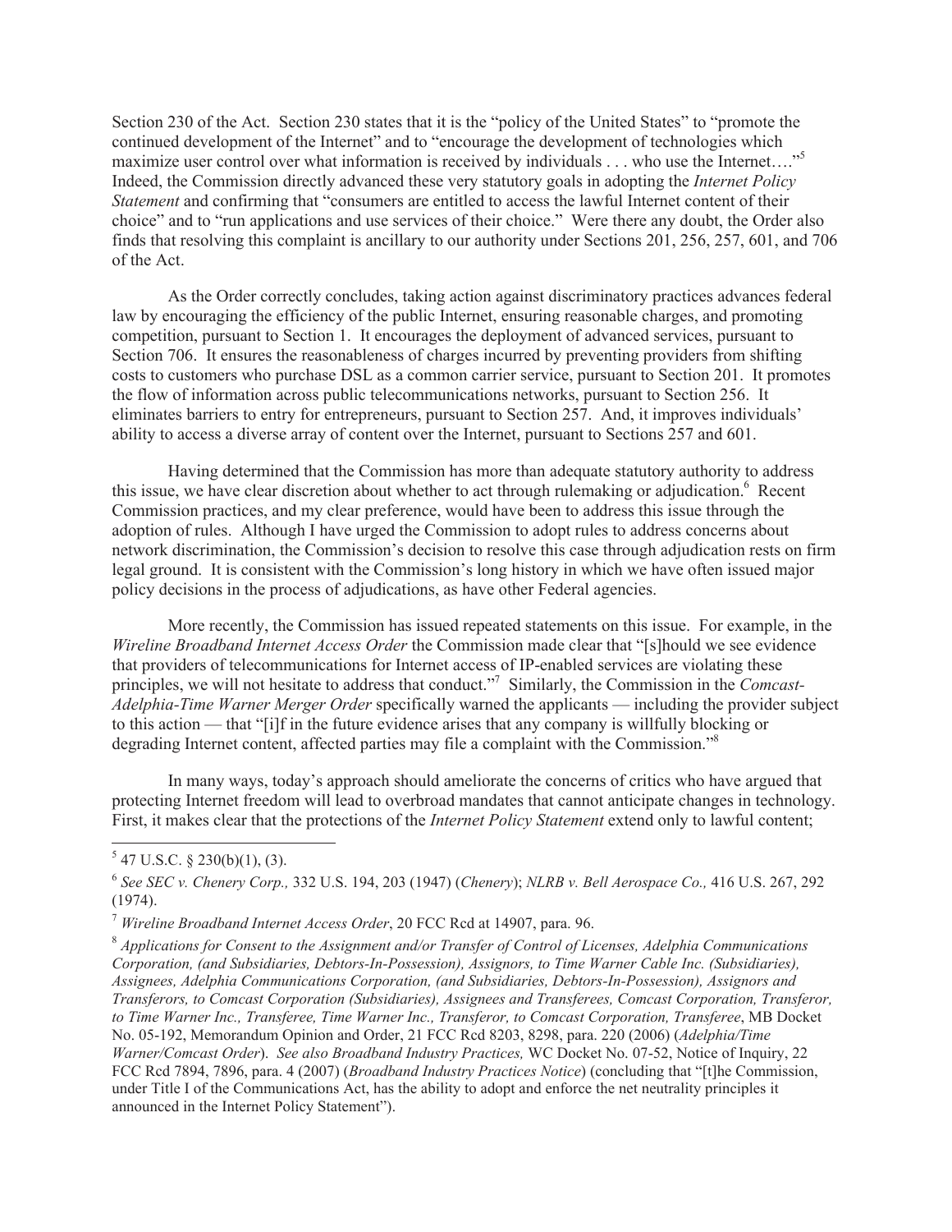Section 230 of the Act. Section 230 states that it is the "policy of the United States" to "promote the continued development of the Internet" and to "encourage the development of technologies which maximize user control over what information is received by individuals . . . who use the Internet…."[5] Indeed, the Commission directly advanced these very statutory goals in adopting the *Internet Policy Statement* and confirming that "consumers are entitled to access the lawful Internet content of their choice" and to "run applications and use services of their choice." Were there any doubt, the Order also finds that resolving this complaint is ancillary to our authority under Sections 201, 256, 257, 601, and 706 of the Act.

As the Order correctly concludes, taking action against discriminatory practices advances federal law by encouraging the efficiency of the public Internet, ensuring reasonable charges, and promoting competition, pursuant to Section 1. It encourages the deployment of advanced services, pursuant to Section 706. It ensures the reasonableness of charges incurred by preventing providers from shifting costs to customers who purchase DSL as a common carrier service, pursuant to Section 201. It promotes the flow of information across public telecommunications networks, pursuant to Section 256. It eliminates barriers to entry for entrepreneurs, pursuant to Section 257. And, it improves individuals' ability to access a diverse array of content over the Internet, pursuant to Sections 257 and 601.

Having determined that the Commission has more than adequate statutory authority to address this issue, we have clear discretion about whether to act through rulemaking or adjudication.[6] Recent Commission practices, and my clear preference, would have been to address this issue through the adoption of rules. Although I have urged the Commission to adopt rules to address concerns about network discrimination, the Commission's decision to resolve this case through adjudication rests on firm legal ground. It is consistent with the Commission's long history in which we have often issued major policy decisions in the process of adjudications, as have other Federal agencies.

More recently, the Commission has issued repeated statements on this issue. For example, in the *Wireline Broadband Internet Access Order* the Commission made clear that "[s]hould we see evidence that providers of telecommunications for Internet access of IP-enabled services are violating these principles, we will not hesitate to address that conduct."[7] Similarly, the Commission in the *Comcast-Adelphia-Time Warner Merger Order* specifically warned the applicants — including the provider subject to this action — that "[i]f in the future evidence arises that any company is willfully blocking or degrading Internet content, affected parties may file a complaint with the Commission."[8]

In many ways, today's approach should ameliorate the concerns of critics who have argued that protecting Internet freedom will lead to overbroad mandates that cannot anticipate changes in technology. First, it makes clear that the protections of the *Internet Policy Statement* extend only to lawful content;

---

[5] 47 U.S.C. § 230(b)(1), (3).

[6] *See SEC v. Chenery Corp.,* 332 U.S. 194, 203 (1947) (*Chenery*); *NLRB v. Bell Aerospace Co.,* 416 U.S. 267, 292 (1974).

[7] *Wireline Broadband Internet Access Order*, 20 FCC Rcd at 14907, para. 96.

[8] *Applications for Consent to the Assignment and/or Transfer of Control of Licenses, Adelphia Communications Corporation, (and Subsidiaries, Debtors-In-Possession), Assignors, to Time Warner Cable Inc. (Subsidiaries), Assignees, Adelphia Communications Corporation, (and Subsidiaries, Debtors-In-Possession), Assignors and Transferors, to Comcast Corporation (Subsidiaries), Assignees and Transferees, Comcast Corporation, Transferor, to Time Warner Inc., Transferee, Time Warner Inc., Transferor, to Comcast Corporation, Transferee*, MB Docket No. 05-192, Memorandum Opinion and Order, 21 FCC Rcd 8203, 8298, para. 220 (2006) (*Adelphia/Time Warner/Comcast Order*). *See also Broadband Industry Practices,* WC Docket No. 07-52, Notice of Inquiry, 22 FCC Rcd 7894, 7896, para. 4 (2007) (*Broadband Industry Practices Notice*) (concluding that "[t]he Commission, under Title I of the Communications Act, has the ability to adopt and enforce the net neutrality principles it announced in the Internet Policy Statement").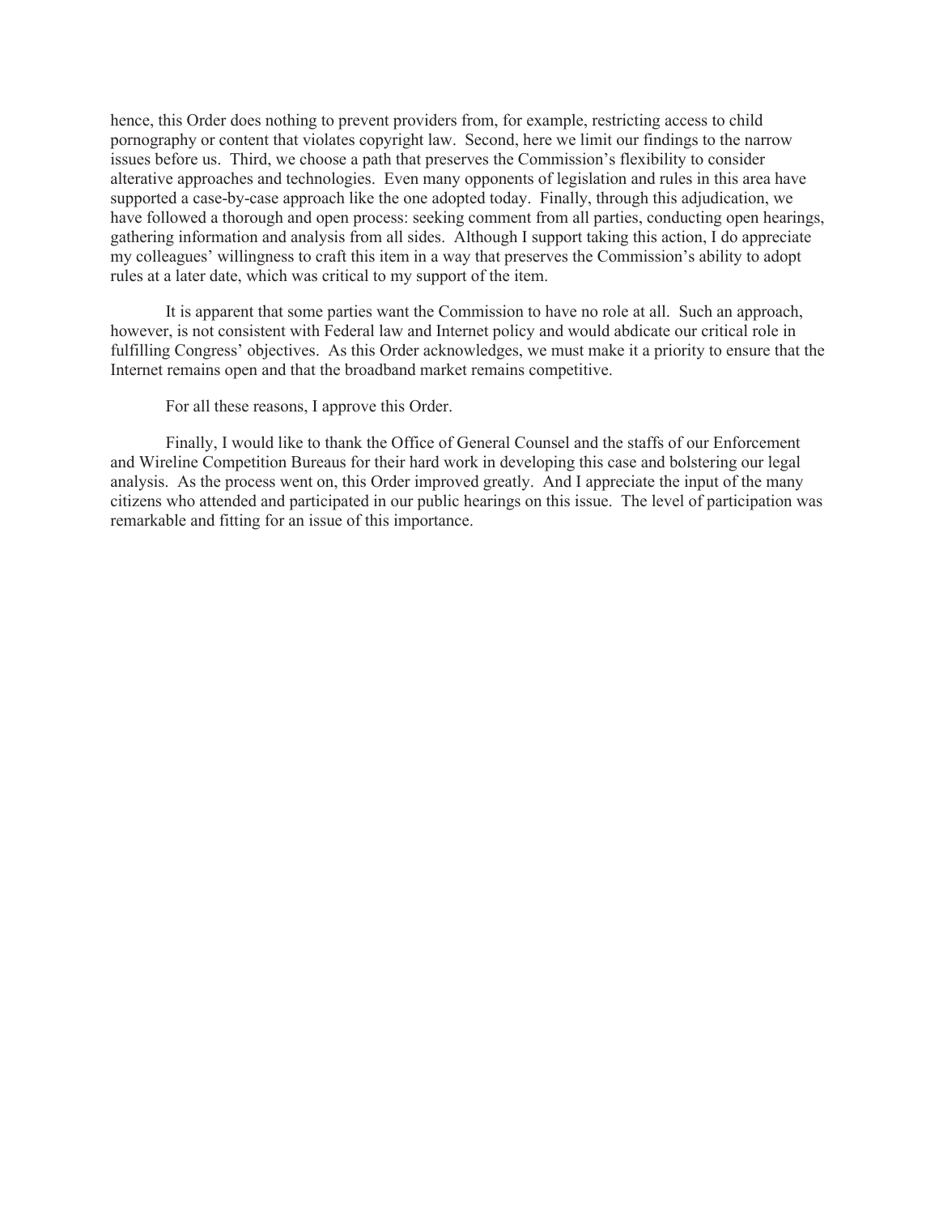hence, this Order does nothing to prevent providers from, for example, restricting access to child pornography or content that violates copyright law. Second, here we limit our findings to the narrow issues before us. Third, we choose a path that preserves the Commission's flexibility to consider alterative approaches and technologies. Even many opponents of legislation and rules in this area have supported a case-by-case approach like the one adopted today. Finally, through this adjudication, we have followed a thorough and open process: seeking comment from all parties, conducting open hearings, gathering information and analysis from all sides. Although I support taking this action, I do appreciate my colleagues' willingness to craft this item in a way that preserves the Commission's ability to adopt rules at a later date, which was critical to my support of the item.

It is apparent that some parties want the Commission to have no role at all. Such an approach, however, is not consistent with Federal law and Internet policy and would abdicate our critical role in fulfilling Congress' objectives. As this Order acknowledges, we must make it a priority to ensure that the Internet remains open and that the broadband market remains competitive.

For all these reasons, I approve this Order.

Finally, I would like to thank the Office of General Counsel and the staffs of our Enforcement and Wireline Competition Bureaus for their hard work in developing this case and bolstering our legal analysis. As the process went on, this Order improved greatly. And I appreciate the input of the many citizens who attended and participated in our public hearings on this issue. The level of participation was remarkable and fitting for an issue of this importance.